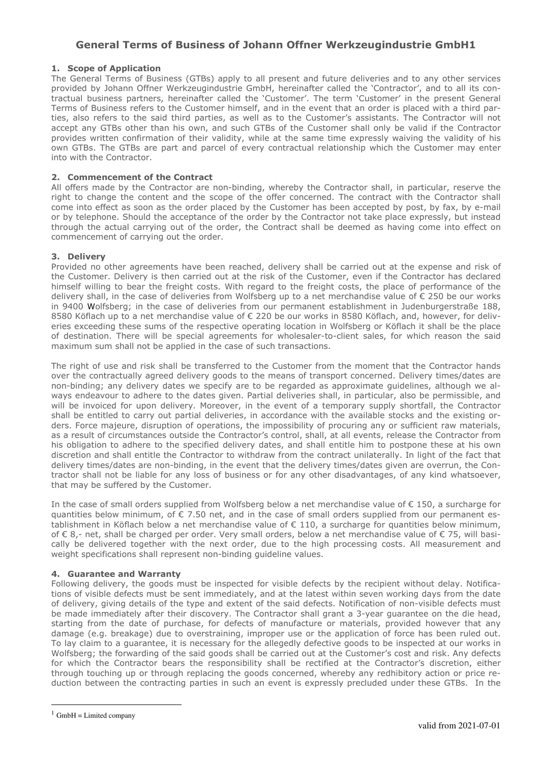# General Terms of Business of Johann Offner Werkzeugindustrie GmbH[1]

## 1. Scope of Application

The General Terms of Business (GTBs) apply to all present and future deliveries and to any other services provided by Johann Offner Werkzeugindustrie GmbH, hereinafter called the 'Contractor', and to all its contractual business partners, hereinafter called the 'Customer'. The term 'Customer' in the present General Terms of Business refers to the Customer himself, and in the event that an order is placed with a third parties, also refers to the said third parties, as well as to the Customer's assistants. The Contractor will not accept any GTBs other than his own, and such GTBs of the Customer shall only be valid if the Contractor provides written confirmation of their validity, while at the same time expressly waiving the validity of his own GTBs. The GTBs are part and parcel of every contractual relationship which the Customer may enter into with the Contractor.

## 2. Commencement of the Contract

All offers made by the Contractor are non-binding, whereby the Contractor shall, in particular, reserve the right to change the content and the scope of the offer concerned. The contract with the Contractor shall come into effect as soon as the order placed by the Customer has been accepted by post, by fax, by e-mail or by telephone. Should the acceptance of the order by the Contractor not take place expressly, but instead through the actual carrying out of the order, the Contract shall be deemed as having come into effect on commencement of carrying out the order.

## 3. Delivery

Provided no other agreements have been reached, delivery shall be carried out at the expense and risk of the Customer. Delivery is then carried out at the risk of the Customer, even if the Contractor has declared himself willing to bear the freight costs. With regard to the freight costs, the place of performance of the delivery shall, in the case of deliveries from Wolfsberg up to a net merchandise value of € 250 be our works in 9400 Wolfsberg; in the case of deliveries from our permanent establishment in Judenburgerstraße 188, 8580 Köflach up to a net merchandise value of € 220 be our works in 8580 Köflach, and, however, for deliveries exceeding these sums of the respective operating location in Wolfsberg or Köflach it shall be the place of destination. There will be special agreements for wholesaler-to-client sales, for which reason the said maximum sum shall not be applied in the case of such transactions.

The right of use and risk shall be transferred to the Customer from the moment that the Contractor hands over the contractually agreed delivery goods to the means of transport concerned. Delivery times/dates are non-binding; any delivery dates we specify are to be regarded as approximate guidelines, although we always endeavour to adhere to the dates given. Partial deliveries shall, in particular, also be permissible, and will be invoiced for upon delivery. Moreover, in the event of a temporary supply shortfall, the Contractor shall be entitled to carry out partial deliveries, in accordance with the available stocks and the existing orders. Force majeure, disruption of operations, the impossibility of procuring any or sufficient raw materials, as a result of circumstances outside the Contractor's control, shall, at all events, release the Contractor from his obligation to adhere to the specified delivery dates, and shall entitle him to postpone these at his own discretion and shall entitle the Contractor to withdraw from the contract unilaterally. In light of the fact that delivery times/dates are non-binding, in the event that the delivery times/dates given are overrun, the Contractor shall not be liable for any loss of business or for any other disadvantages, of any kind whatsoever, that may be suffered by the Customer.

In the case of small orders supplied from Wolfsberg below a net merchandise value of € 150, a surcharge for quantities below minimum, of € 7.50 net, and in the case of small orders supplied from our permanent establishment in Köflach below a net merchandise value of € 110, a surcharge for quantities below minimum, of € 8,- net, shall be charged per order. Very small orders, below a net merchandise value of € 75, will basically be delivered together with the next order, due to the high processing costs. All measurement and weight specifications shall represent non-binding guideline values.

## 4. Guarantee and Warranty

Following delivery, the goods must be inspected for visible defects by the recipient without delay. Notifications of visible defects must be sent immediately, and at the latest within seven working days from the date of delivery, giving details of the type and extent of the said defects. Notification of non-visible defects must be made immediately after their discovery. The Contractor shall grant a 3-year guarantee on the die head, starting from the date of purchase, for defects of manufacture or materials, provided however that any damage (e.g. breakage) due to overstraining, improper use or the application of force has been ruled out. To lay claim to a guarantee, it is necessary for the allegedly defective goods to be inspected at our works in Wolfsberg; the forwarding of the said goods shall be carried out at the Customer's cost and risk. Any defects for which the Contractor bears the responsibility shall be rectified at the Contractor's discretion, either through touching up or through replacing the goods concerned, whereby any redhibitory action or price reduction between the contracting parties in such an event is expressly precluded under these GTBs. In the

[1] GmbH = Limited company

valid from 2021-07-01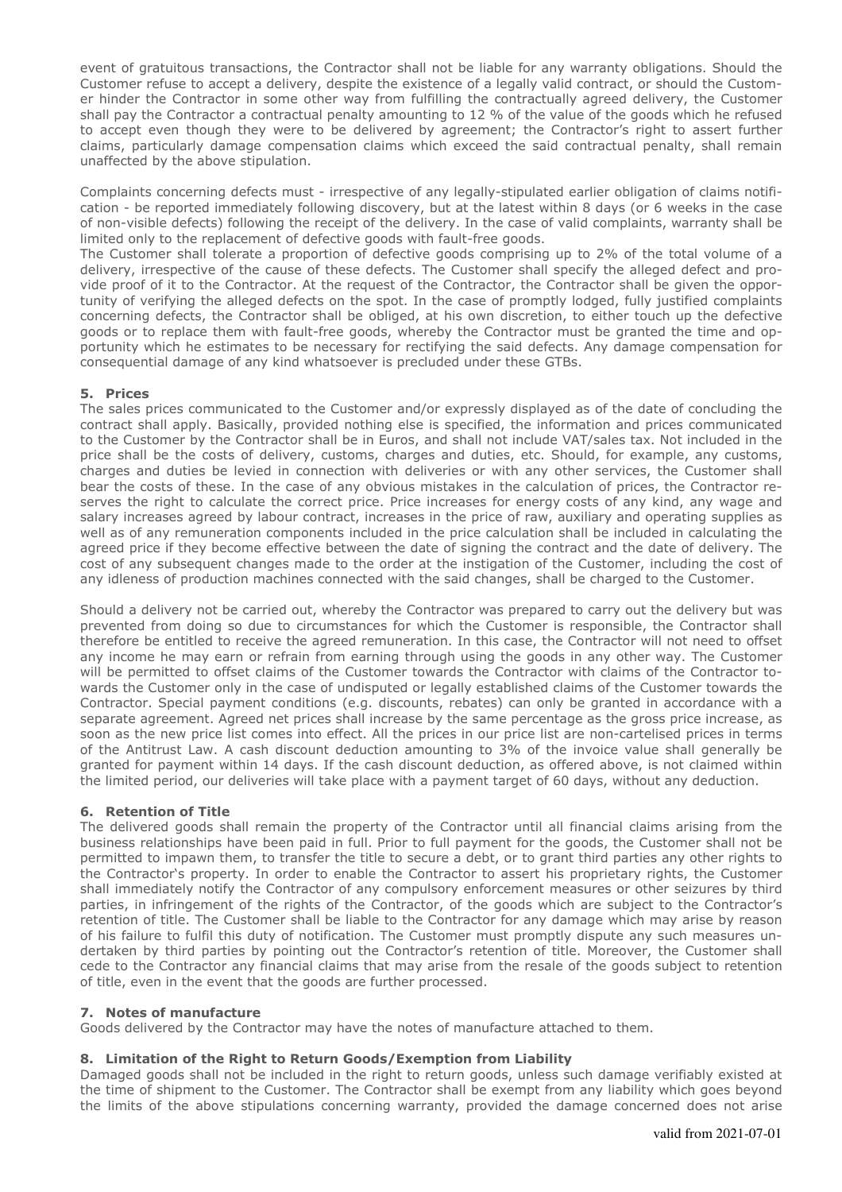event of gratuitous transactions, the Contractor shall not be liable for any warranty obligations. Should the Customer refuse to accept a delivery, despite the existence of a legally valid contract, or should the Customer hinder the Contractor in some other way from fulfilling the contractually agreed delivery, the Customer shall pay the Contractor a contractual penalty amounting to 12 % of the value of the goods which he refused to accept even though they were to be delivered by agreement; the Contractor's right to assert further claims, particularly damage compensation claims which exceed the said contractual penalty, shall remain unaffected by the above stipulation.

Complaints concerning defects must - irrespective of any legally-stipulated earlier obligation of claims notification - be reported immediately following discovery, but at the latest within 8 days (or 6 weeks in the case of non-visible defects) following the receipt of the delivery. In the case of valid complaints, warranty shall be limited only to the replacement of defective goods with fault-free goods.
The Customer shall tolerate a proportion of defective goods comprising up to 2% of the total volume of a delivery, irrespective of the cause of these defects. The Customer shall specify the alleged defect and provide proof of it to the Contractor. At the request of the Contractor, the Contractor shall be given the opportunity of verifying the alleged defects on the spot. In the case of promptly lodged, fully justified complaints concerning defects, the Contractor shall be obliged, at his own discretion, to either touch up the defective goods or to replace them with fault-free goods, whereby the Contractor must be granted the time and opportunity which he estimates to be necessary for rectifying the said defects. Any damage compensation for consequential damage of any kind whatsoever is precluded under these GTBs.

## 5. Prices

The sales prices communicated to the Customer and/or expressly displayed as of the date of concluding the contract shall apply. Basically, provided nothing else is specified, the information and prices communicated to the Customer by the Contractor shall be in Euros, and shall not include VAT/sales tax. Not included in the price shall be the costs of delivery, customs, charges and duties, etc. Should, for example, any customs, charges and duties be levied in connection with deliveries or with any other services, the Customer shall bear the costs of these. In the case of any obvious mistakes in the calculation of prices, the Contractor reserves the right to calculate the correct price. Price increases for energy costs of any kind, any wage and salary increases agreed by labour contract, increases in the price of raw, auxiliary and operating supplies as well as of any remuneration components included in the price calculation shall be included in calculating the agreed price if they become effective between the date of signing the contract and the date of delivery. The cost of any subsequent changes made to the order at the instigation of the Customer, including the cost of any idleness of production machines connected with the said changes, shall be charged to the Customer.

Should a delivery not be carried out, whereby the Contractor was prepared to carry out the delivery but was prevented from doing so due to circumstances for which the Customer is responsible, the Contractor shall therefore be entitled to receive the agreed remuneration. In this case, the Contractor will not need to offset any income he may earn or refrain from earning through using the goods in any other way. The Customer will be permitted to offset claims of the Customer towards the Contractor with claims of the Contractor towards the Customer only in the case of undisputed or legally established claims of the Customer towards the Contractor. Special payment conditions (e.g. discounts, rebates) can only be granted in accordance with a separate agreement. Agreed net prices shall increase by the same percentage as the gross price increase, as soon as the new price list comes into effect. All the prices in our price list are non-cartelised prices in terms of the Antitrust Law. A cash discount deduction amounting to 3% of the invoice value shall generally be granted for payment within 14 days. If the cash discount deduction, as offered above, is not claimed within the limited period, our deliveries will take place with a payment target of 60 days, without any deduction.

## 6. Retention of Title

The delivered goods shall remain the property of the Contractor until all financial claims arising from the business relationships have been paid in full. Prior to full payment for the goods, the Customer shall not be permitted to impawn them, to transfer the title to secure a debt, or to grant third parties any other rights to the Contractor's property. In order to enable the Contractor to assert his proprietary rights, the Customer shall immediately notify the Contractor of any compulsory enforcement measures or other seizures by third parties, in infringement of the rights of the Contractor, of the goods which are subject to the Contractor's retention of title. The Customer shall be liable to the Contractor for any damage which may arise by reason of his failure to fulfil this duty of notification. The Customer must promptly dispute any such measures undertaken by third parties by pointing out the Contractor's retention of title. Moreover, the Customer shall cede to the Contractor any financial claims that may arise from the resale of the goods subject to retention of title, even in the event that the goods are further processed.

## 7. Notes of manufacture

Goods delivered by the Contractor may have the notes of manufacture attached to them.

## 8. Limitation of the Right to Return Goods/Exemption from Liability

Damaged goods shall not be included in the right to return goods, unless such damage verifiably existed at the time of shipment to the Customer. The Contractor shall be exempt from any liability which goes beyond the limits of the above stipulations concerning warranty, provided the damage concerned does not arise

valid from 2021-07-01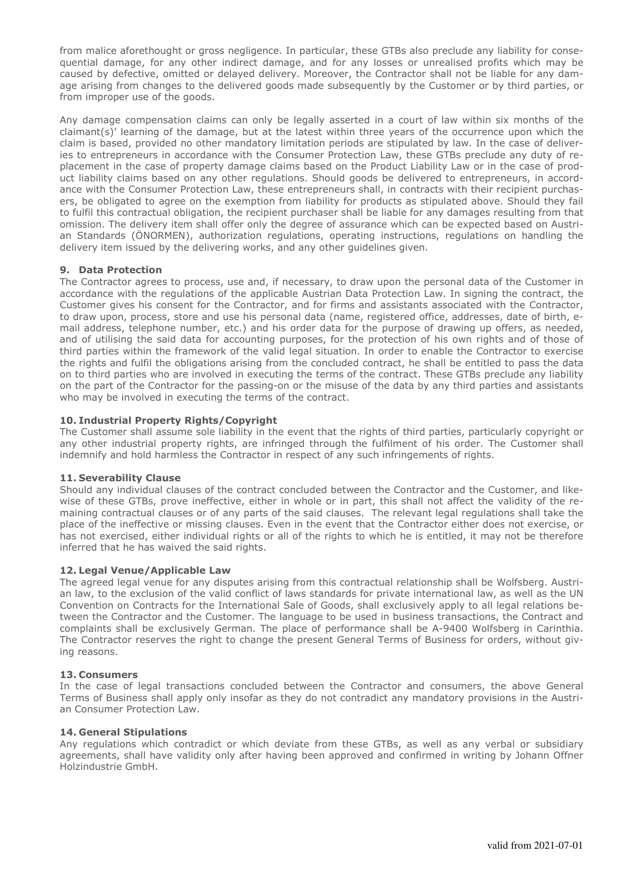from malice aforethought or gross negligence. In particular, these GTBs also preclude any liability for consequential damage, for any other indirect damage, and for any losses or unrealised profits which may be caused by defective, omitted or delayed delivery. Moreover, the Contractor shall not be liable for any damage arising from changes to the delivered goods made subsequently by the Customer or by third parties, or from improper use of the goods.

Any damage compensation claims can only be legally asserted in a court of law within six months of the claimant(s)' learning of the damage, but at the latest within three years of the occurrence upon which the claim is based, provided no other mandatory limitation periods are stipulated by law. In the case of deliveries to entrepreneurs in accordance with the Consumer Protection Law, these GTBs preclude any duty of replacement in the case of property damage claims based on the Product Liability Law or in the case of product liability claims based on any other regulations. Should goods be delivered to entrepreneurs, in accordance with the Consumer Protection Law, these entrepreneurs shall, in contracts with their recipient purchasers, be obligated to agree on the exemption from liability for products as stipulated above. Should they fail to fulfil this contractual obligation, the recipient purchaser shall be liable for any damages resulting from that omission. The delivery item shall offer only the degree of assurance which can be expected based on Austrian Standards (ÖNORMEN), authorization regulations, operating instructions, regulations on handling the delivery item issued by the delivering works, and any other guidelines given.

### 9. Data Protection

The Contractor agrees to process, use and, if necessary, to draw upon the personal data of the Customer in accordance with the regulations of the applicable Austrian Data Protection Law. In signing the contract, the Customer gives his consent for the Contractor, and for firms and assistants associated with the Contractor, to draw upon, process, store and use his personal data (name, registered office, addresses, date of birth, e-mail address, telephone number, etc.) and his order data for the purpose of drawing up offers, as needed, and of utilising the said data for accounting purposes, for the protection of his own rights and of those of third parties within the framework of the valid legal situation. In order to enable the Contractor to exercise the rights and fulfil the obligations arising from the concluded contract, he shall be entitled to pass the data on to third parties who are involved in executing the terms of the contract. These GTBs preclude any liability on the part of the Contractor for the passing-on or the misuse of the data by any third parties and assistants who may be involved in executing the terms of the contract.

### 10. Industrial Property Rights/Copyright

The Customer shall assume sole liability in the event that the rights of third parties, particularly copyright or any other industrial property rights, are infringed through the fulfilment of his order. The Customer shall indemnify and hold harmless the Contractor in respect of any such infringements of rights.

### 11. Severability Clause

Should any individual clauses of the contract concluded between the Contractor and the Customer, and likewise of these GTBs, prove ineffective, either in whole or in part, this shall not affect the validity of the remaining contractual clauses or of any parts of the said clauses. The relevant legal regulations shall take the place of the ineffective or missing clauses. Even in the event that the Contractor either does not exercise, or has not exercised, either individual rights or all of the rights to which he is entitled, it may not be therefore inferred that he has waived the said rights.

### 12. Legal Venue/Applicable Law

The agreed legal venue for any disputes arising from this contractual relationship shall be Wolfsberg. Austrian law, to the exclusion of the valid conflict of laws standards for private international law, as well as the UN Convention on Contracts for the International Sale of Goods, shall exclusively apply to all legal relations between the Contractor and the Customer. The language to be used in business transactions, the Contract and complaints shall be exclusively German. The place of performance shall be A-9400 Wolfsberg in Carinthia. The Contractor reserves the right to change the present General Terms of Business for orders, without giving reasons.

### 13. Consumers

In the case of legal transactions concluded between the Contractor and consumers, the above General Terms of Business shall apply only insofar as they do not contradict any mandatory provisions in the Austrian Consumer Protection Law.

### 14. General Stipulations

Any regulations which contradict or which deviate from these GTBs, as well as any verbal or subsidiary agreements, shall have validity only after having been approved and confirmed in writing by Johann Offner Holzindustrie GmbH.

valid from 2021-07-01